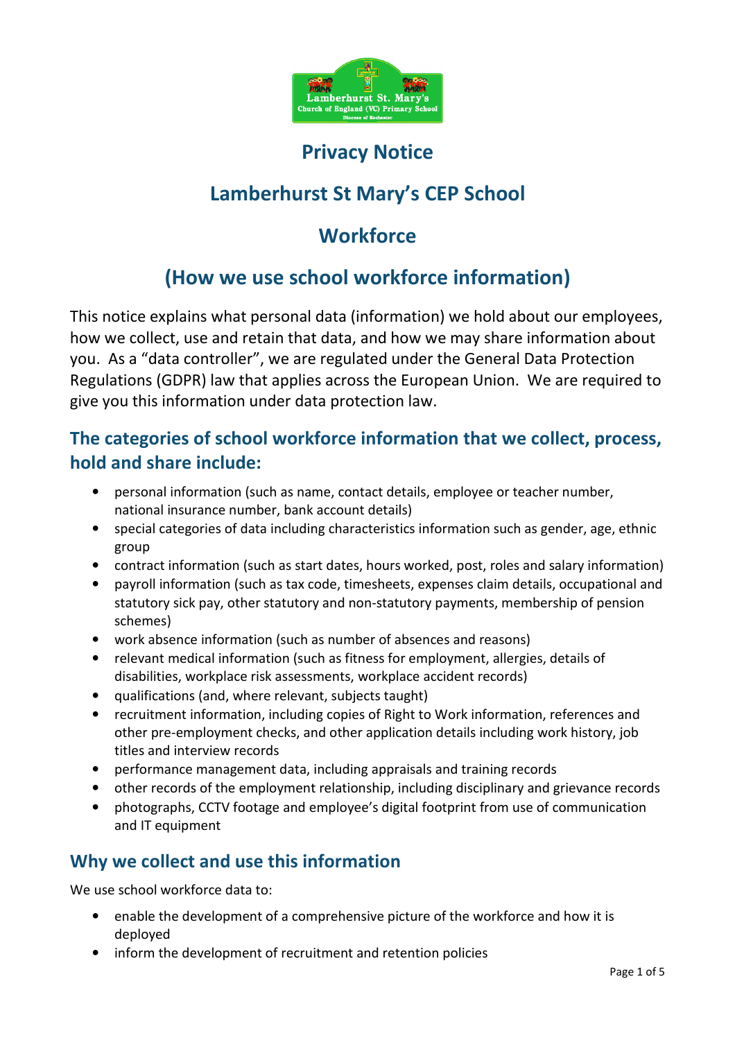# Privacy Notice

# Lamberhurst St Mary's CEP School

# Workforce

# (How we use school workforce information)

This notice explains what personal data (information) we hold about our employees, how we collect, use and retain that data, and how we may share information about you. As a "data controller", we are regulated under the General Data Protection Regulations (GDPR) law that applies across the European Union. We are required to give you this information under data protection law.

## The categories of school workforce information that we collect, process, hold and share include:

- personal information (such as name, contact details, employee or teacher number, national insurance number, bank account details)
- special categories of data including characteristics information such as gender, age, ethnic group
- contract information (such as start dates, hours worked, post, roles and salary information)
- payroll information (such as tax code, timesheets, expenses claim details, occupational and statutory sick pay, other statutory and non-statutory payments, membership of pension schemes)
- work absence information (such as number of absences and reasons)
- relevant medical information (such as fitness for employment, allergies, details of disabilities, workplace risk assessments, workplace accident records)
- qualifications (and, where relevant, subjects taught)
- recruitment information, including copies of Right to Work information, references and other pre-employment checks, and other application details including work history, job titles and interview records
- performance management data, including appraisals and training records
- other records of the employment relationship, including disciplinary and grievance records
- photographs, CCTV footage and employee's digital footprint from use of communication and IT equipment

## Why we collect and use this information

We use school workforce data to:

- enable the development of a comprehensive picture of the workforce and how it is deployed
- inform the development of recruitment and retention policies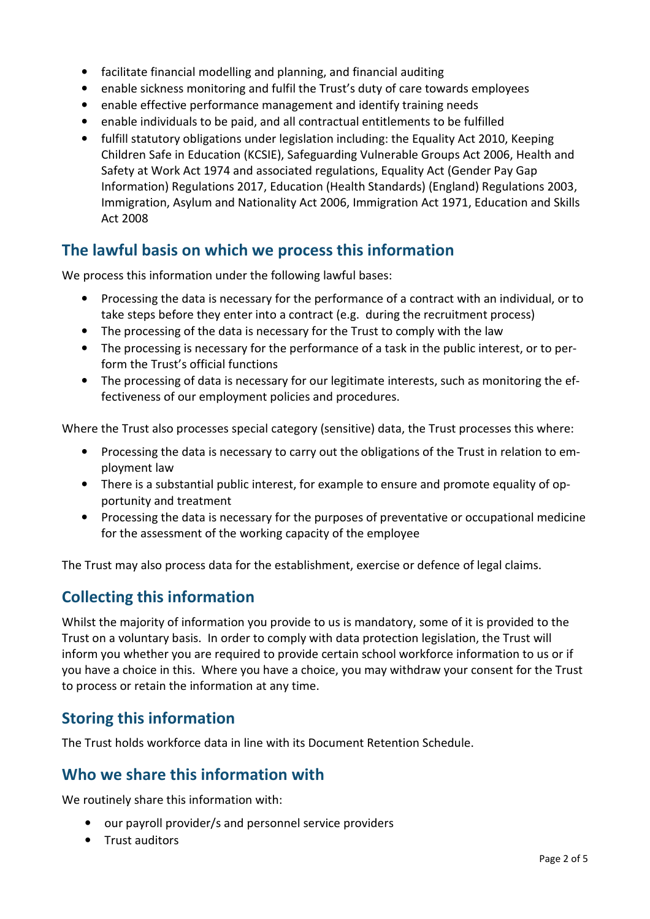- facilitate financial modelling and planning, and financial auditing
- enable sickness monitoring and fulfil the Trust's duty of care towards employees
- enable effective performance management and identify training needs
- enable individuals to be paid, and all contractual entitlements to be fulfilled
- fulfill statutory obligations under legislation including: the Equality Act 2010, Keeping Children Safe in Education (KCSIE), Safeguarding Vulnerable Groups Act 2006, Health and Safety at Work Act 1974 and associated regulations, Equality Act (Gender Pay Gap Information) Regulations 2017, Education (Health Standards) (England) Regulations 2003, Immigration, Asylum and Nationality Act 2006, Immigration Act 1971, Education and Skills Act 2008

## The lawful basis on which we process this information

We process this information under the following lawful bases:

- Processing the data is necessary for the performance of a contract with an individual, or to take steps before they enter into a contract (e.g. during the recruitment process)
- The processing of the data is necessary for the Trust to comply with the law
- The processing is necessary for the performance of a task in the public interest, or to perform the Trust's official functions
- The processing of data is necessary for our legitimate interests, such as monitoring the effectiveness of our employment policies and procedures.

Where the Trust also processes special category (sensitive) data, the Trust processes this where:

- Processing the data is necessary to carry out the obligations of the Trust in relation to employment law
- There is a substantial public interest, for example to ensure and promote equality of opportunity and treatment
- Processing the data is necessary for the purposes of preventative or occupational medicine for the assessment of the working capacity of the employee

The Trust may also process data for the establishment, exercise or defence of legal claims.

## Collecting this information

Whilst the majority of information you provide to us is mandatory, some of it is provided to the Trust on a voluntary basis. In order to comply with data protection legislation, the Trust will inform you whether you are required to provide certain school workforce information to us or if you have a choice in this. Where you have a choice, you may withdraw your consent for the Trust to process or retain the information at any time.

## Storing this information

The Trust holds workforce data in line with its Document Retention Schedule.

## Who we share this information with

We routinely share this information with:

- our payroll provider/s and personnel service providers
- Trust auditors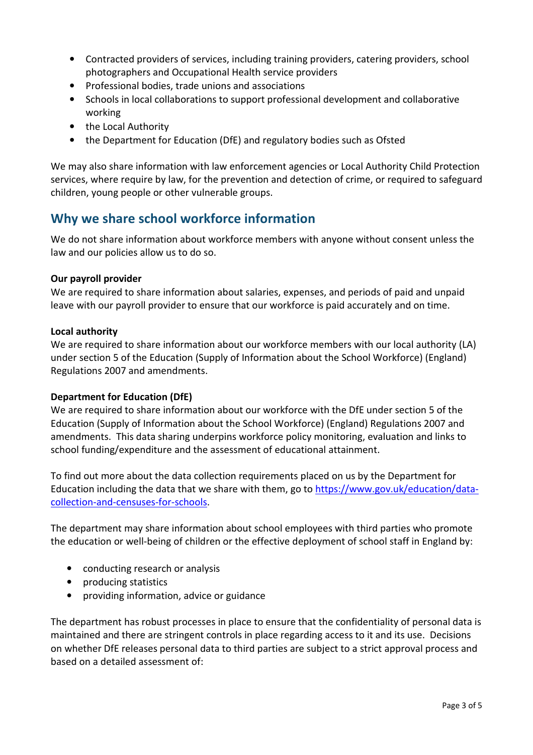- Contracted providers of services, including training providers, catering providers, school photographers and Occupational Health service providers
- Professional bodies, trade unions and associations
- Schools in local collaborations to support professional development and collaborative working
- the Local Authority
- the Department for Education (DfE) and regulatory bodies such as Ofsted

We may also share information with law enforcement agencies or Local Authority Child Protection services, where require by law, for the prevention and detection of crime, or required to safeguard children, young people or other vulnerable groups.

## Why we share school workforce information

We do not share information about workforce members with anyone without consent unless the law and our policies allow us to do so.

**Our payroll provider**
We are required to share information about salaries, expenses, and periods of paid and unpaid leave with our payroll provider to ensure that our workforce is paid accurately and on time.

**Local authority**
We are required to share information about our workforce members with our local authority (LA) under section 5 of the Education (Supply of Information about the School Workforce) (England) Regulations 2007 and amendments.

**Department for Education (DfE)**
We are required to share information about our workforce with the DfE under section 5 of the Education (Supply of Information about the School Workforce) (England) Regulations 2007 and amendments. This data sharing underpins workforce policy monitoring, evaluation and links to school funding/expenditure and the assessment of educational attainment.

To find out more about the data collection requirements placed on us by the Department for Education including the data that we share with them, go to [https://www.gov.uk/education/data-collection-and-censuses-for-schools](https://www.gov.uk/education/data-collection-and-censuses-for-schools).

The department may share information about school employees with third parties who promote the education or well-being of children or the effective deployment of school staff in England by:

- conducting research or analysis
- producing statistics
- providing information, advice or guidance

The department has robust processes in place to ensure that the confidentiality of personal data is maintained and there are stringent controls in place regarding access to it and its use. Decisions on whether DfE releases personal data to third parties are subject to a strict approval process and based on a detailed assessment of: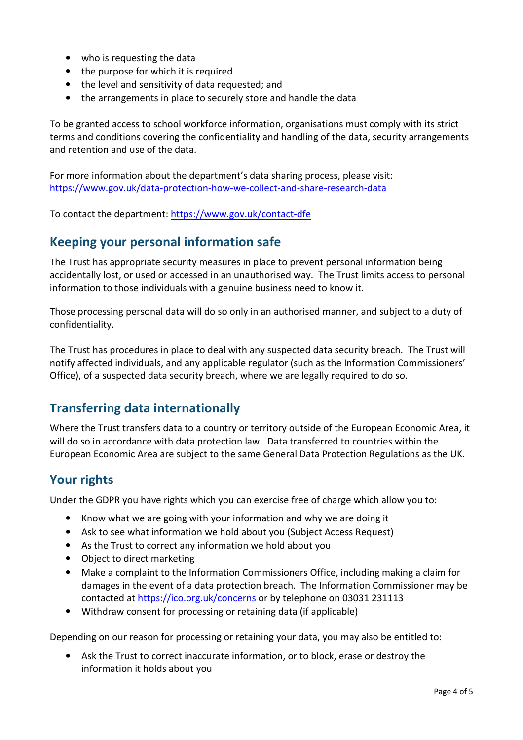- who is requesting the data
- the purpose for which it is required
- the level and sensitivity of data requested; and
- the arrangements in place to securely store and handle the data

To be granted access to school workforce information, organisations must comply with its strict terms and conditions covering the confidentiality and handling of the data, security arrangements and retention and use of the data.

For more information about the department's data sharing process, please visit: https://www.gov.uk/data-protection-how-we-collect-and-share-research-data

To contact the department: https://www.gov.uk/contact-dfe

## Keeping your personal information safe

The Trust has appropriate security measures in place to prevent personal information being accidentally lost, or used or accessed in an unauthorised way. The Trust limits access to personal information to those individuals with a genuine business need to know it.

Those processing personal data will do so only in an authorised manner, and subject to a duty of confidentiality.

The Trust has procedures in place to deal with any suspected data security breach. The Trust will notify affected individuals, and any applicable regulator (such as the Information Commissioners' Office), of a suspected data security breach, where we are legally required to do so.

## Transferring data internationally

Where the Trust transfers data to a country or territory outside of the European Economic Area, it will do so in accordance with data protection law. Data transferred to countries within the European Economic Area are subject to the same General Data Protection Regulations as the UK.

## Your rights

Under the GDPR you have rights which you can exercise free of charge which allow you to:

- Know what we are going with your information and why we are doing it
- Ask to see what information we hold about you (Subject Access Request)
- As the Trust to correct any information we hold about you
- Object to direct marketing
- Make a complaint to the Information Commissioners Office, including making a claim for damages in the event of a data protection breach. The Information Commissioner may be contacted at https://ico.org.uk/concerns or by telephone on 03031 231113
- Withdraw consent for processing or retaining data (if applicable)

Depending on our reason for processing or retaining your data, you may also be entitled to:

- Ask the Trust to correct inaccurate information, or to block, erase or destroy the information it holds about you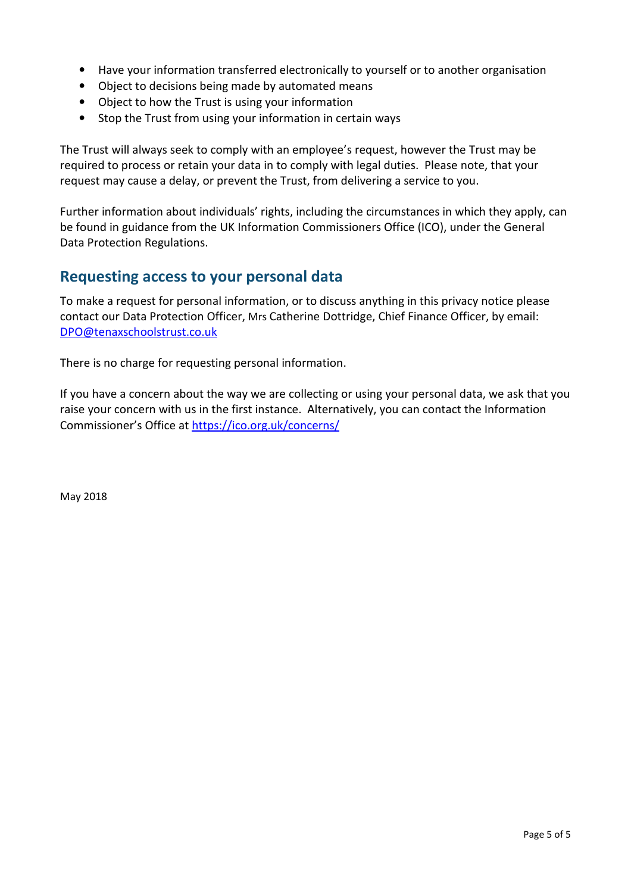- Have your information transferred electronically to yourself or to another organisation
- Object to decisions being made by automated means
- Object to how the Trust is using your information
- Stop the Trust from using your information in certain ways

The Trust will always seek to comply with an employee's request, however the Trust may be required to process or retain your data in to comply with legal duties. Please note, that your request may cause a delay, or prevent the Trust, from delivering a service to you.

Further information about individuals' rights, including the circumstances in which they apply, can be found in guidance from the UK Information Commissioners Office (ICO), under the General Data Protection Regulations.

## Requesting access to your personal data

To make a request for personal information, or to discuss anything in this privacy notice please contact our Data Protection Officer, Mrs Catherine Dottridge, Chief Finance Officer, by email: DPO@tenaxschoolstrust.co.uk

There is no charge for requesting personal information.

If you have a concern about the way we are collecting or using your personal data, we ask that you raise your concern with us in the first instance. Alternatively, you can contact the Information Commissioner's Office at https://ico.org.uk/concerns/

May 2018